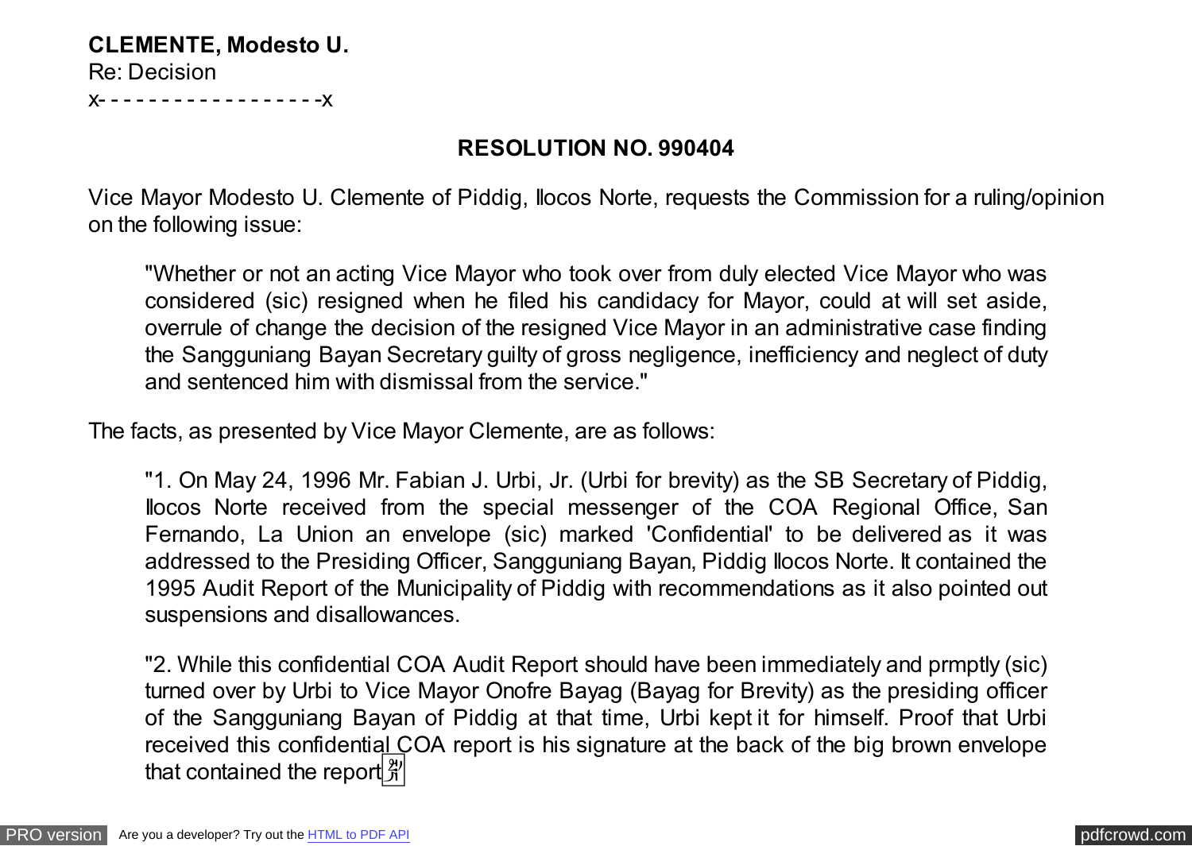**CLEMENTE, Modesto U.**
Re: Decision
x- - - - - - - - - - - - - - - - - -x

## RESOLUTION NO. 990404

Vice Mayor Modesto U. Clemente of Piddig, Ilocos Norte, requests the Commission for a ruling/opinion on the following issue:

> "Whether or not an acting Vice Mayor who took over from duly elected Vice Mayor who was considered (sic) resigned when he filed his candidacy for Mayor, could at will set aside, overrule of change the decision of the resigned Vice Mayor in an administrative case finding the Sangguniang Bayan Secretary guilty of gross negligence, inefficiency and neglect of duty and sentenced him with dismissal from the service."

The facts, as presented by Vice Mayor Clemente, are as follows:

> "1. On May 24, 1996 Mr. Fabian J. Urbi, Jr. (Urbi for brevity) as the SB Secretary of Piddig, Ilocos Norte received from the special messenger of the COA Regional Office, San Fernando, La Union an envelope (sic) marked 'Confidential' to be delivered as it was addressed to the Presiding Officer, Sangguniang Bayan, Piddig Ilocos Norte. It contained the 1995 Audit Report of the Municipality of Piddig with recommendations as it also pointed out suspensions and disallowances.
>
> "2. While this confidential COA Audit Report should have been immediately and prmptly (sic) turned over by Urbi to Vice Mayor Onofre Bayag (Bayag for Brevity) as the presiding officer of the Sangguniang Bayan of Piddig at that time, Urbi kept it for himself. Proof that Urbi received this confidential COA report is his signature at the back of the big brown envelope that contained the report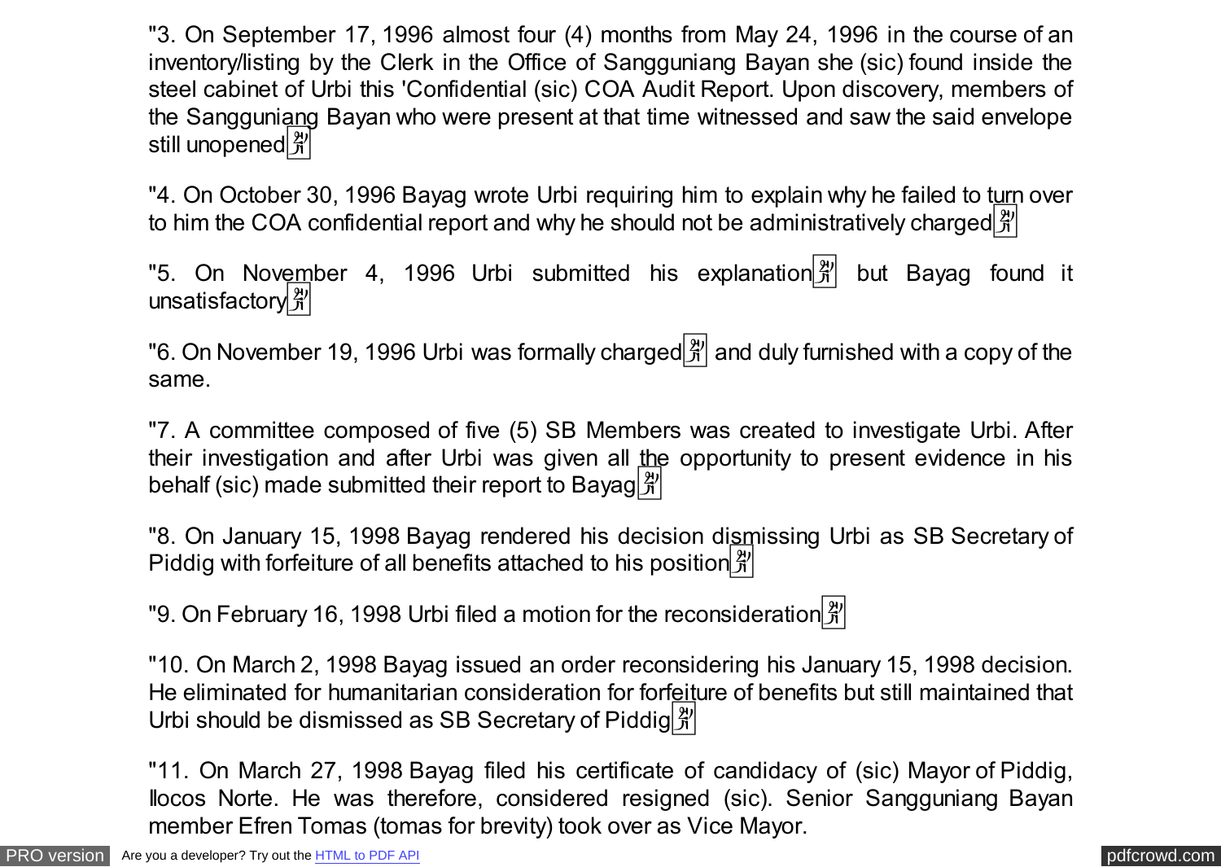"3. On September 17, 1996 almost four (4) months from May 24, 1996 in the course of an inventory/listing by the Clerk in the Office of Sangguniang Bayan she (sic) found inside the steel cabinet of Urbi this 'Confidential (sic) COA Audit Report. Upon discovery, members of the Sangguniang Bayan who were present at that time witnessed and saw the said envelope still unopened

"4. On October 30, 1996 Bayag wrote Urbi requiring him to explain why he failed to turn over to him the COA confidential report and why he should not be administratively charged

"5. On November 4, 1996 Urbi submitted his explanation but Bayag found it unsatisfactory

"6. On November 19, 1996 Urbi was formally charged and duly furnished with a copy of the same.

"7. A committee composed of five (5) SB Members was created to investigate Urbi. After their investigation and after Urbi was given all the opportunity to present evidence in his behalf (sic) made submitted their report to Bayag

"8. On January 15, 1998 Bayag rendered his decision dismissing Urbi as SB Secretary of Piddig with forfeiture of all benefits attached to his position

"9. On February 16, 1998 Urbi filed a motion for the reconsideration

"10. On March 2, 1998 Bayag issued an order reconsidering his January 15, 1998 decision. He eliminated for humanitarian consideration for forfeiture of benefits but still maintained that Urbi should be dismissed as SB Secretary of Piddig

"11. On March 27, 1998 Bayag filed his certificate of candidacy of (sic) Mayor of Piddig, Ilocos Norte. He was therefore, considered resigned (sic). Senior Sangguniang Bayan member Efren Tomas (tomas for brevity) took over as Vice Mayor.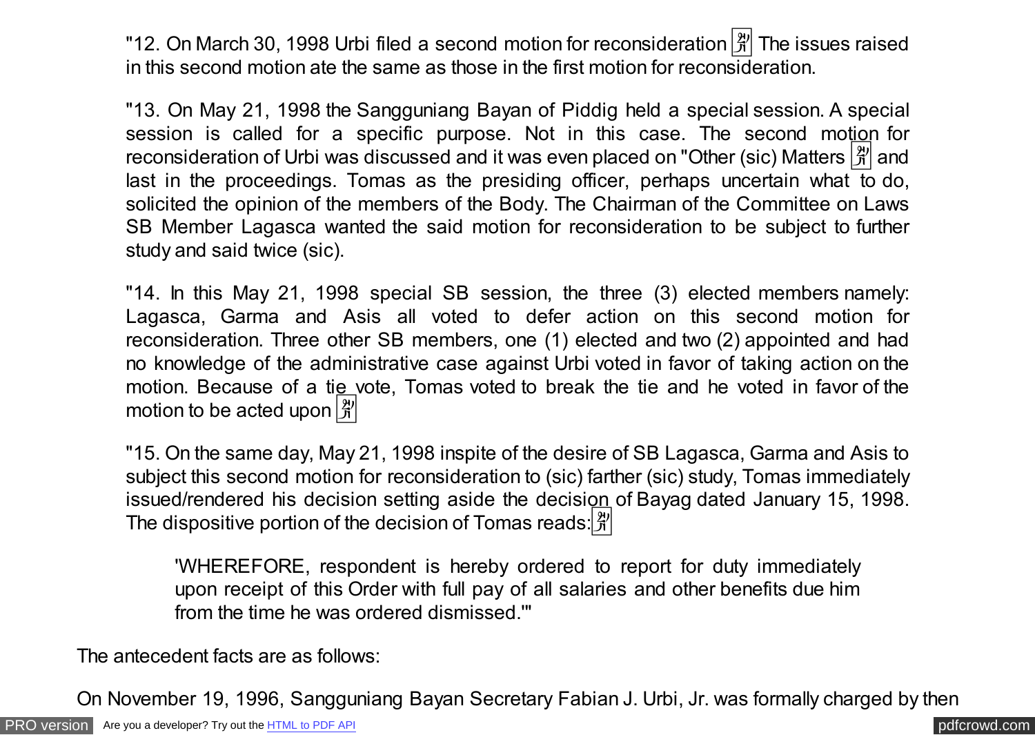"12. On March 30, 1998 Urbi filed a second motion for reconsideration The issues raised in this second motion ate the same as those in the first motion for reconsideration.

"13. On May 21, 1998 the Sangguniang Bayan of Piddig held a special session. A special session is called for a specific purpose. Not in this case. The second motion for reconsideration of Urbi was discussed and it was even placed on "Other (sic) Matters and last in the proceedings. Tomas as the presiding officer, perhaps uncertain what to do, solicited the opinion of the members of the Body. The Chairman of the Committee on Laws SB Member Lagasca wanted the said motion for reconsideration to be subject to further study and said twice (sic).

"14. In this May 21, 1998 special SB session, the three (3) elected members namely: Lagasca, Garma and Asis all voted to defer action on this second motion for reconsideration. Three other SB members, one (1) elected and two (2) appointed and had no knowledge of the administrative case against Urbi voted in favor of taking action on the motion. Because of a tie vote, Tomas voted to break the tie and he voted in favor of the motion to be acted upon

"15. On the same day, May 21, 1998 inspite of the desire of SB Lagasca, Garma and Asis to subject this second motion for reconsideration to (sic) farther (sic) study, Tomas immediately issued/rendered his decision setting aside the decision of Bayag dated January 15, 1998. The dispositive portion of the decision of Tomas reads:

> 'WHEREFORE, respondent is hereby ordered to report for duty immediately upon receipt of this Order with full pay of all salaries and other benefits due him from the time he was ordered dismissed.'"

The antecedent facts are as follows:

On November 19, 1996, Sangguniang Bayan Secretary Fabian J. Urbi, Jr. was formally charged by then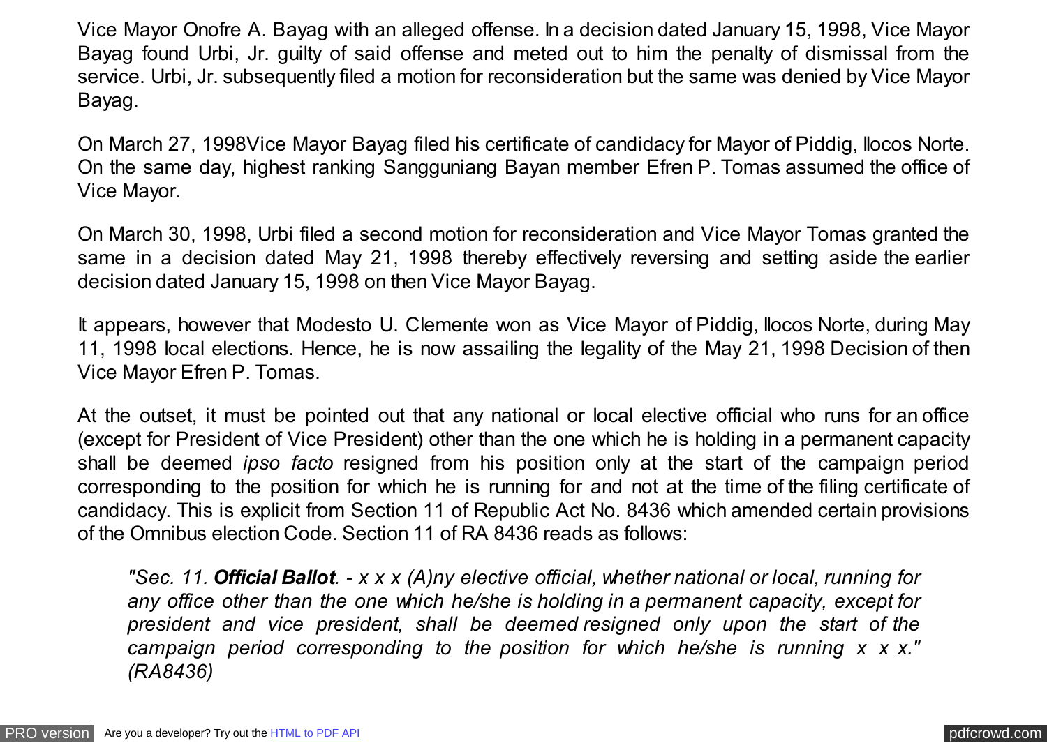Vice Mayor Onofre A. Bayag with an alleged offense. In a decision dated January 15, 1998, Vice Mayor Bayag found Urbi, Jr. guilty of said offense and meted out to him the penalty of dismissal from the service. Urbi, Jr. subsequently filed a motion for reconsideration but the same was denied by Vice Mayor Bayag.

On March 27, 1998Vice Mayor Bayag filed his certificate of candidacy for Mayor of Piddig, Ilocos Norte. On the same day, highest ranking Sangguniang Bayan member Efren P. Tomas assumed the office of Vice Mayor.

On March 30, 1998, Urbi filed a second motion for reconsideration and Vice Mayor Tomas granted the same in a decision dated May 21, 1998 thereby effectively reversing and setting aside the earlier decision dated January 15, 1998 on then Vice Mayor Bayag.

It appears, however that Modesto U. Clemente won as Vice Mayor of Piddig, Ilocos Norte, during May 11, 1998 local elections. Hence, he is now assailing the legality of the May 21, 1998 Decision of then Vice Mayor Efren P. Tomas.

At the outset, it must be pointed out that any national or local elective official who runs for an office (except for President of Vice President) other than the one which he is holding in a permanent capacity shall be deemed *ipso facto* resigned from his position only at the start of the campaign period corresponding to the position for which he is running for and not at the time of the filing certificate of candidacy. This is explicit from Section 11 of Republic Act No. 8436 which amended certain provisions of the Omnibus election Code. Section 11 of RA 8436 reads as follows:

> *"Sec. 11.* ***Official Ballot****. - x x x (A)ny elective official, whether national or local, running for any office other than the one which he/she is holding in a permanent capacity, except for president and vice president, shall be deemed resigned only upon the start of the campaign period corresponding to the position for which he/she is running x x x." (RA8436)*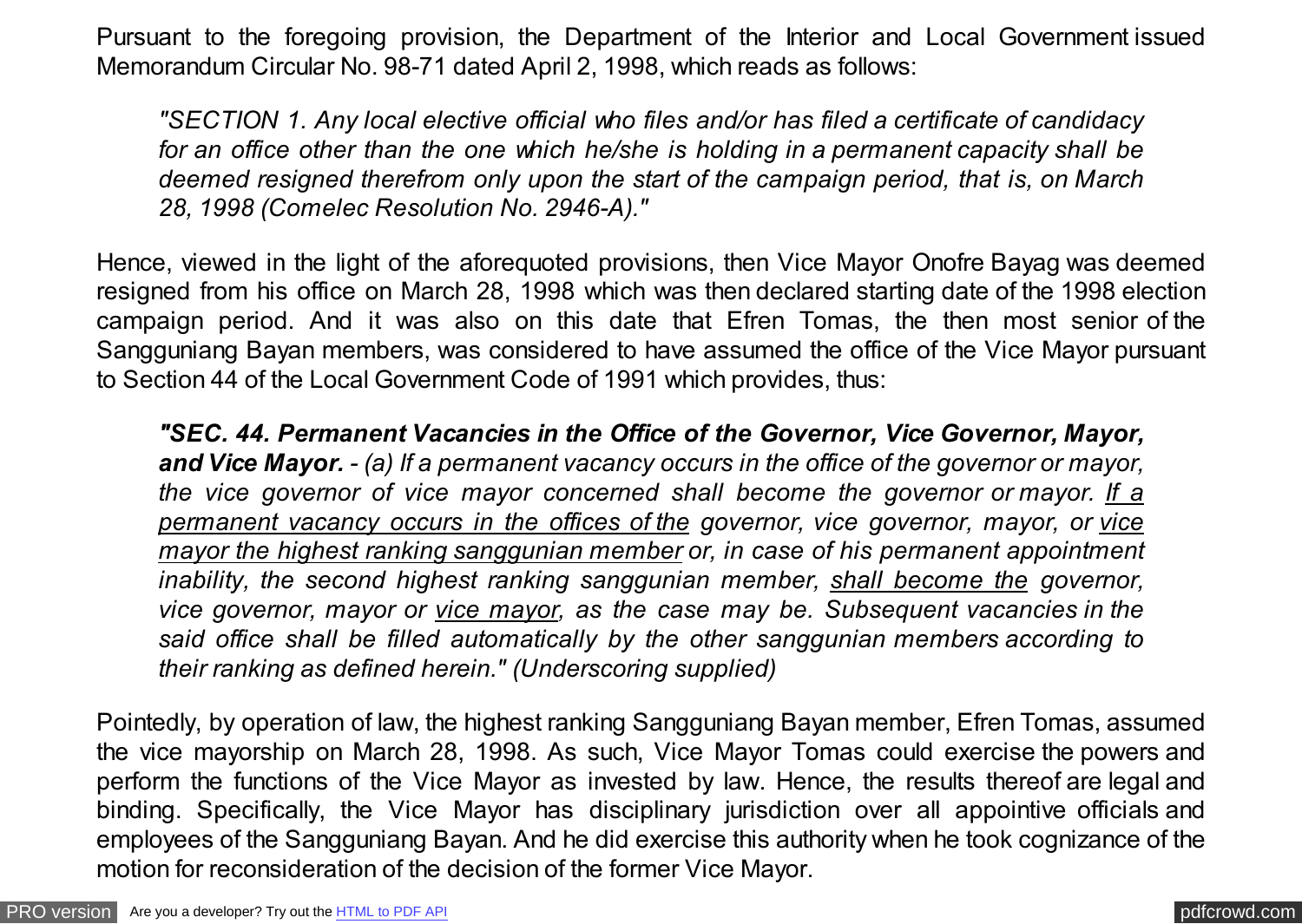Pursuant to the foregoing provision, the Department of the Interior and Local Government issued Memorandum Circular No. 98-71 dated April 2, 1998, which reads as follows:

> *"SECTION 1. Any local elective official who files and/or has filed a certificate of candidacy for an office other than the one which he/she is holding in a permanent capacity shall be deemed resigned therefrom only upon the start of the campaign period, that is, on March 28, 1998 (Comelec Resolution No. 2946-A)."*

Hence, viewed in the light of the aforequoted provisions, then Vice Mayor Onofre Bayag was deemed resigned from his office on March 28, 1998 which was then declared starting date of the 1998 election campaign period. And it was also on this date that Efren Tomas, the then most senior of the Sangguniang Bayan members, was considered to have assumed the office of the Vice Mayor pursuant to Section 44 of the Local Government Code of 1991 which provides, thus:

> ***"SEC. 44. Permanent Vacancies in the Office of the Governor, Vice Governor, Mayor, and Vice Mayor.*** *- (a) If a permanent vacancy occurs in the office of the governor or mayor, the vice governor of vice mayor concerned shall become the governor or mayor. <u>If a permanent vacancy occurs in the offices of the</u> governor, vice governor, mayor, or <u>vice mayor the highest ranking sanggunian member</u> or, in case of his permanent appointment inability, the second highest ranking sanggunian member, <u>shall become the</u> governor, vice governor, mayor or <u>vice mayor</u>, as the case may be. Subsequent vacancies in the said office shall be filled automatically by the other sanggunian members according to their ranking as defined herein." (Underscoring supplied)*

Pointedly, by operation of law, the highest ranking Sangguniang Bayan member, Efren Tomas, assumed the vice mayorship on March 28, 1998. As such, Vice Mayor Tomas could exercise the powers and perform the functions of the Vice Mayor as invested by law. Hence, the results thereof are legal and binding. Specifically, the Vice Mayor has disciplinary jurisdiction over all appointive officials and employees of the Sangguniang Bayan. And he did exercise this authority when he took cognizance of the motion for reconsideration of the decision of the former Vice Mayor.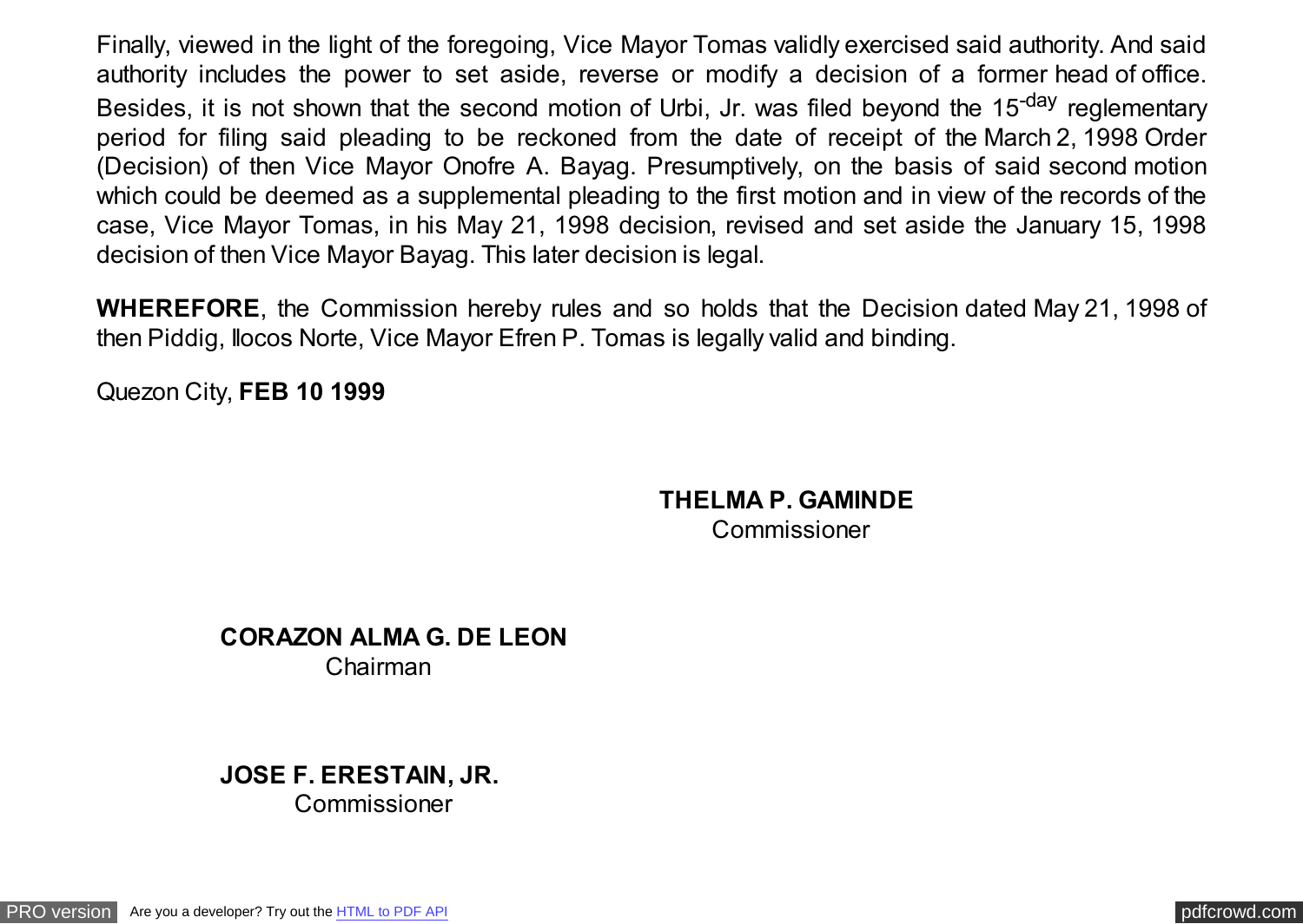Finally, viewed in the light of the foregoing, Vice Mayor Tomas validly exercised said authority. And said authority includes the power to set aside, reverse or modify a decision of a former head of office. Besides, it is not shown that the second motion of Urbi, Jr. was filed beyond the 15-day reglementary period for filing said pleading to be reckoned from the date of receipt of the March 2, 1998 Order (Decision) of then Vice Mayor Onofre A. Bayag. Presumptively, on the basis of said second motion which could be deemed as a supplemental pleading to the first motion and in view of the records of the case, Vice Mayor Tomas, in his May 21, 1998 decision, revised and set aside the January 15, 1998 decision of then Vice Mayor Bayag. This later decision is legal.

**WHEREFORE**, the Commission hereby rules and so holds that the Decision dated May 21, 1998 of then Piddig, Ilocos Norte, Vice Mayor Efren P. Tomas is legally valid and binding.

Quezon City, **FEB 10 1999**

**THELMA P. GAMINDE**
Commissioner

**CORAZON ALMA G. DE LEON**
Chairman

**JOSE F. ERESTAIN, JR.**
Commissioner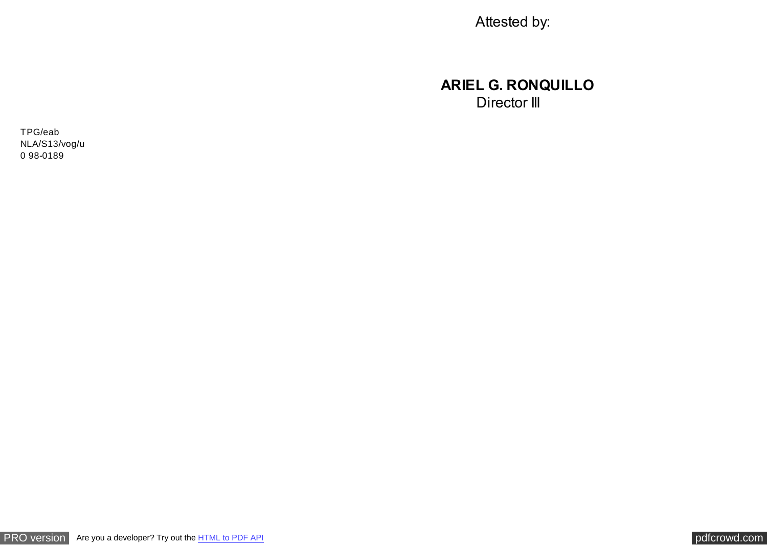Attested by:

**ARIEL G. RONQUILLO**
Director III

TPG/eab
NLA/S13/vog/u
0 98-0189